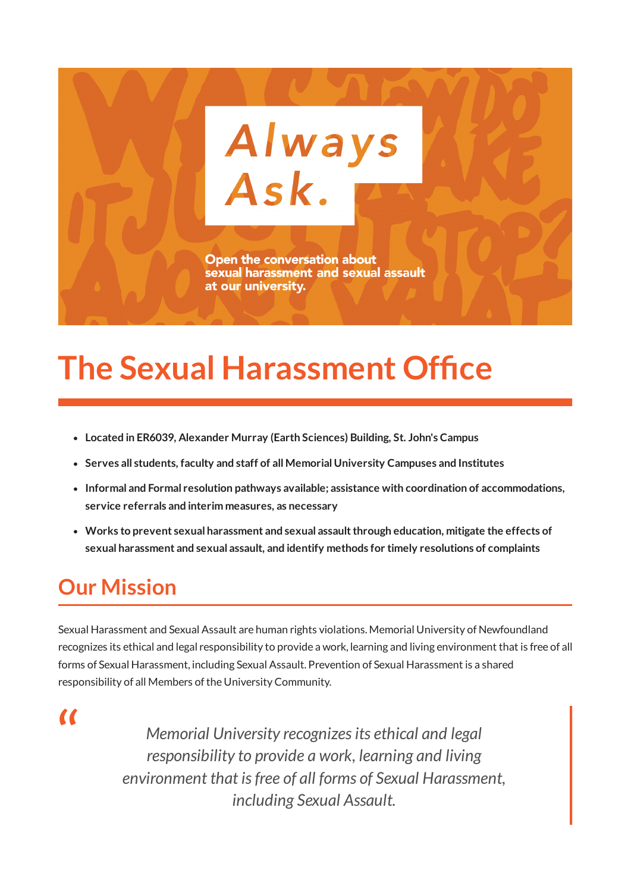Always Ask.

Open the conversation about sexual harassment and sexual assault at our university.

# The Sexual Harassment Office

- **Located in ER6039, Alexander Murray (Earth Sciences) Building, St. John's Campus**
- **Serves all students, faculty and staff of all Memorial University Campuses and Institutes**
- **Informal and Formal resolution pathways available; assistance with coordination of accommodations, service referrals and interim measures, as necessary**
- **Works to prevent sexual harassment and sexual assault through education, mitigate the effects of sexual harassment and sexual assault, and identify methods for timely resolutions of complaints**

## Our Mission

Sexual Harassment and Sexual Assault are human rights violations. Memorial University of Newfoundland recognizes its ethical and legal responsibility to provide a work, learning and living environment that is free of all forms of Sexual Harassment, including Sexual Assault. Prevention of Sexual Harassment is a shared responsibility of all Members of the University Community.

> *Memorial University recognizes its ethical and legal responsibility to provide a work, learning and living environment that is free of all forms of Sexual Harassment, including Sexual Assault.*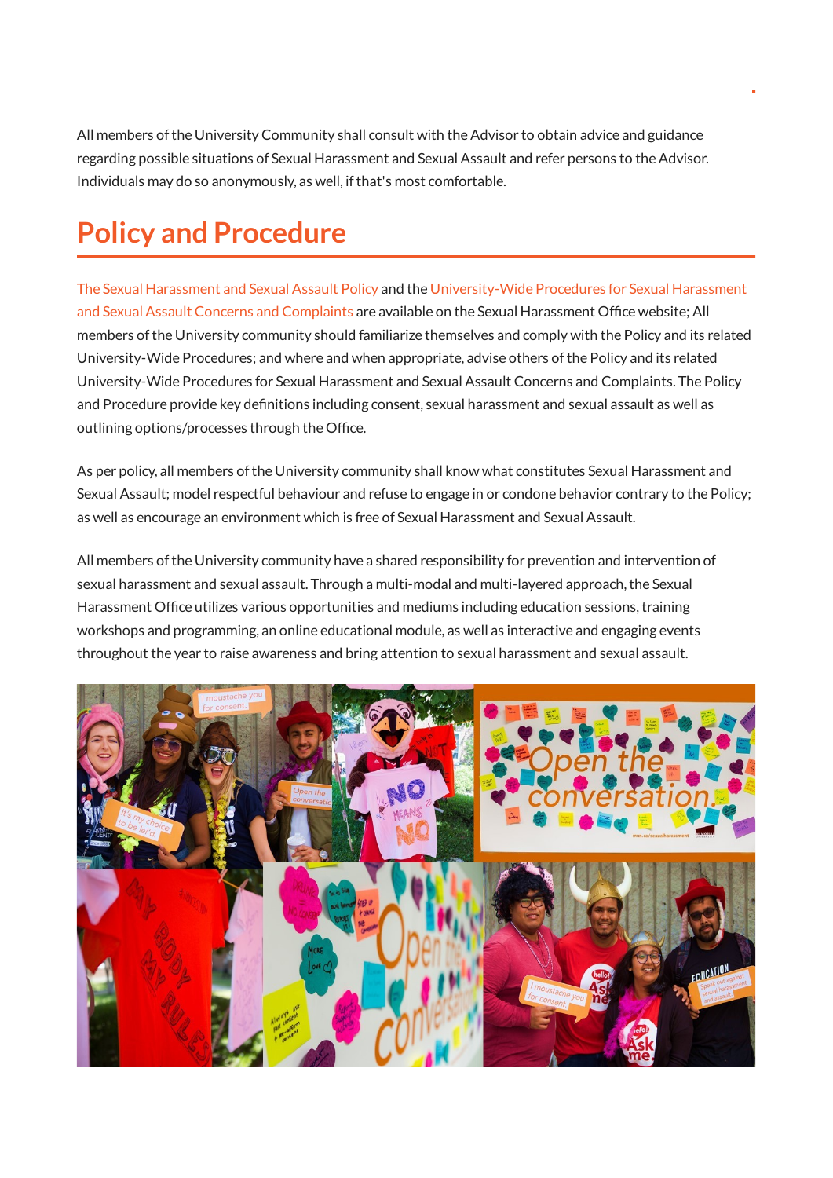All members of the University Community shall consult with the Advisor to obtain advice and guidance regarding possible situations of Sexual Harassment and Sexual Assault and refer persons to the Advisor. Individuals may do so anonymously, as well, if that's most comfortable.

## Policy and Procedure

The Sexual Harassment and Sexual Assault Policy and the University-Wide Procedures for Sexual Harassment and Sexual Assault Concerns and Complaints are available on the Sexual Harassment Office website; All members of the University community should familiarize themselves and comply with the Policy and its related University-Wide Procedures; and where and when appropriate, advise others of the Policy and its related University-Wide Procedures for Sexual Harassment and Sexual Assault Concerns and Complaints. The Policy and Procedure provide key definitions including consent, sexual harassment and sexual assault as well as outlining options/processes through the Office.

As per policy, all members of the University community shall know what constitutes Sexual Harassment and Sexual Assault; model respectful behaviour and refuse to engage in or condone behavior contrary to the Policy; as well as encourage an environment which is free of Sexual Harassment and Sexual Assault.

All members of the University community have a shared responsibility for prevention and intervention of sexual harassment and sexual assault. Through a multi-modal and multi-layered approach, the Sexual Harassment Office utilizes various opportunities and mediums including education sessions, training workshops and programming, an online educational module, as well as interactive and engaging events throughout the year to raise awareness and bring attention to sexual harassment and sexual assault.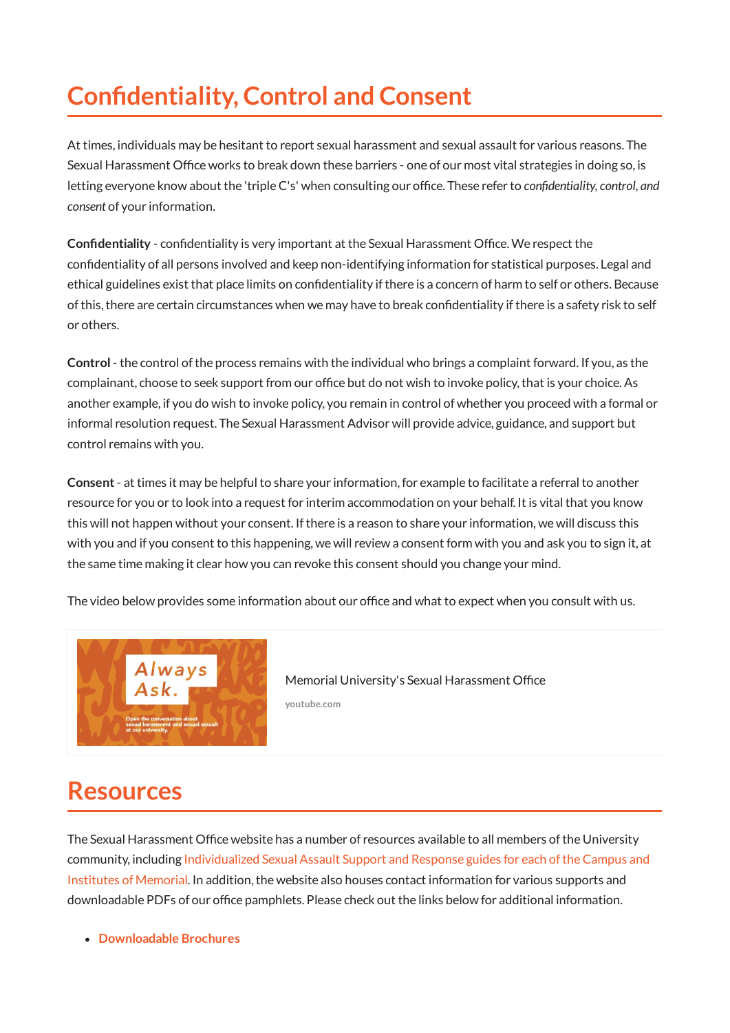## Confidentiality, Control and Consent

At times, individuals may be hesitant to report sexual harassment and sexual assault for various reasons. The Sexual Harassment Office works to break down these barriers - one of our most vital strategies in doing so, is letting everyone know about the 'triple C's' when consulting our office. These refer to *confidentiality, control, and consent* of your information.

**Confidentiality** - confidentiality is very important at the Sexual Harassment Office. We respect the confidentiality of all persons involved and keep non-identifying information for statistical purposes. Legal and ethical guidelines exist that place limits on confidentiality if there is a concern of harm to self or others. Because of this, there are certain circumstances when we may have to break confidentiality if there is a safety risk to self or others.

**Control** - the control of the process remains with the individual who brings a complaint forward. If you, as the complainant, choose to seek support from our office but do not wish to invoke policy, that is your choice. As another example, if you do wish to invoke policy, you remain in control of whether you proceed with a formal or informal resolution request. The Sexual Harassment Advisor will provide advice, guidance, and support but control remains with you.

**Consent** - at times it may be helpful to share your information, for example to facilitate a referral to another resource for you or to look into a request for interim accommodation on your behalf. It is vital that you know this will not happen without your consent. If there is a reason to share your information, we will discuss this with you and if you consent to this happening, we will review a consent form with you and ask you to sign it, at the same time making it clear how you can revoke this consent should you change your mind.

The video below provides some information about our office and what to expect when you consult with us.

Memorial University's Sexual Harassment Office

youtube.com

## Resources

The Sexual Harassment Office website has a number of resources available to all members of the University community, including Individualized Sexual Assault Support and Response guides for each of the Campus and Institutes of Memorial. In addition, the website also houses contact information for various supports and downloadable PDFs of our office pamphlets. Please check out the links below for additional information.

- **Downloadable Brochures**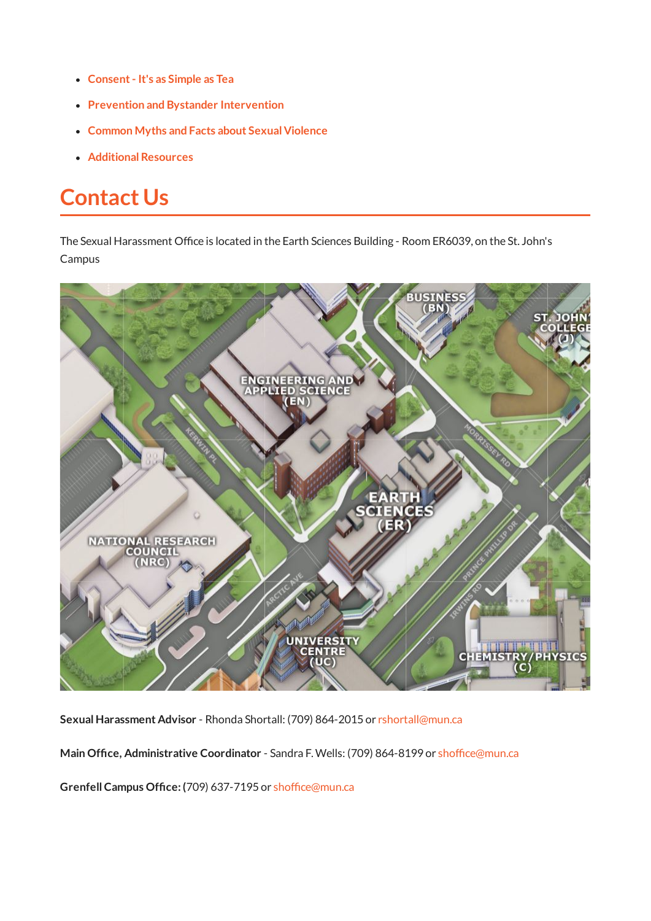- Consent - It's as Simple as Tea
- Prevention and Bystander Intervention
- Common Myths and Facts about Sexual Violence
- Additional Resources

## Contact Us

The Sexual Harassment Office is located in the Earth Sciences Building - Room ER6039, on the St. John's Campus

**Sexual Harassment Advisor** - Rhonda Shortall: (709) 864-2015 or rshortall@mun.ca

**Main Office, Administrative Coordinator** - Sandra F. Wells: (709) 864-8199 or shoffice@mun.ca

**Grenfell Campus Office:** (709) 637-7195 or shoffice@mun.ca